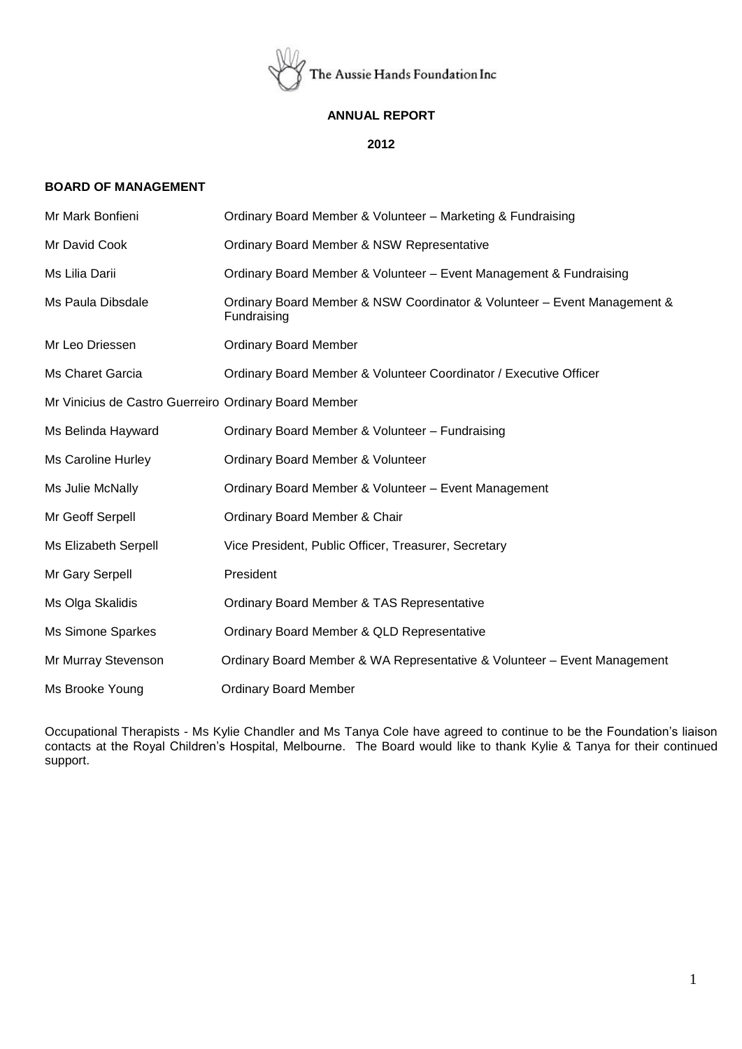The Aussie Hands Foundation Inc

# ANNUAL REPORT

## 2012

### BOARD OF MANAGEMENT

| Name | Role |
|---|---|
| Mr Mark Bonfieni | Ordinary Board Member & Volunteer – Marketing & Fundraising |
| Mr David Cook | Ordinary Board Member & NSW Representative |
| Ms Lilia Darii | Ordinary Board Member & Volunteer – Event Management & Fundraising |
| Ms Paula Dibsdale | Ordinary Board Member & NSW Coordinator & Volunteer – Event Management & Fundraising |
| Mr Leo Driessen | Ordinary Board Member |
| Ms Charet Garcia | Ordinary Board Member & Volunteer Coordinator / Executive Officer |
| Mr Vinicius de Castro Guerreiro | Ordinary Board Member |
| Ms Belinda Hayward | Ordinary Board Member & Volunteer – Fundraising |
| Ms Caroline Hurley | Ordinary Board Member & Volunteer |
| Ms Julie McNally | Ordinary Board Member & Volunteer – Event Management |
| Mr Geoff Serpell | Ordinary Board Member & Chair |
| Ms Elizabeth Serpell | Vice President, Public Officer, Treasurer, Secretary |
| Mr Gary Serpell | President |
| Ms Olga Skalidis | Ordinary Board Member & TAS Representative |
| Ms Simone Sparkes | Ordinary Board Member & QLD Representative |
| Mr Murray Stevenson | Ordinary Board Member & WA Representative & Volunteer – Event Management |
| Ms Brooke Young | Ordinary Board Member |

Occupational Therapists - Ms Kylie Chandler and Ms Tanya Cole have agreed to continue to be the Foundation's liaison contacts at the Royal Children's Hospital, Melbourne. The Board would like to thank Kylie & Tanya for their continued support.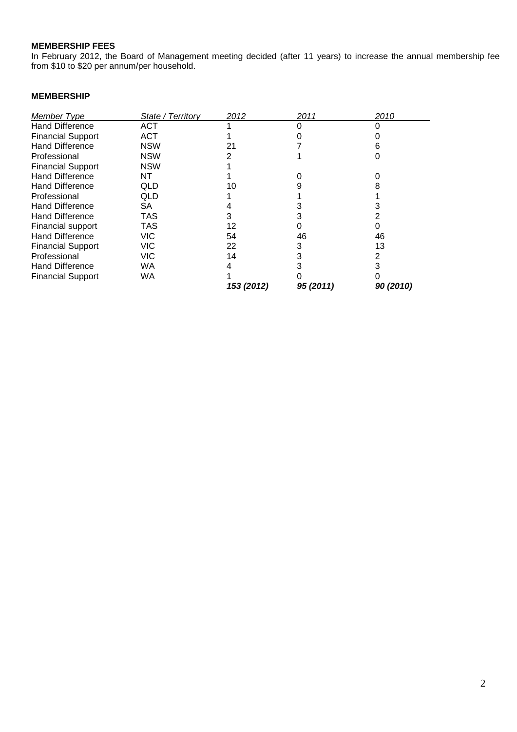**MEMBERSHIP FEES**

In February 2012, the Board of Management meeting decided (after 11 years) to increase the annual membership fee from $10 to $20 per annum/per household.

**MEMBERSHIP**

| *Member Type* | *State / Territory* | *2012* | *2011* | *2010* |
|---|---|---|---|---|
| Hand Difference | ACT | 1 | 0 | 0 |
| Financial Support | ACT | 1 | 0 | 0 |
| Hand Difference | NSW | 21 | 7 | 6 |
| Professional | NSW | 2 | 1 | 0 |
| Financial Support | NSW | 1 | | |
| Hand Difference | NT | 1 | 0 | 0 |
| Hand Difference | QLD | 10 | 9 | 8 |
| Professional | QLD | 1 | 1 | 1 |
| Hand Difference | SA | 4 | 3 | 3 |
| Hand Difference | TAS | 3 | 3 | 2 |
| Financial support | TAS | 12 | 0 | 0 |
| Hand Difference | VIC | 54 | 46 | 46 |
| Financial Support | VIC | 22 | 3 | 13 |
| Professional | VIC | 14 | 3 | 2 |
| Hand Difference | WA | 4 | 3 | 3 |
| Financial Support | WA | 1 | 0 | 0 |
| | | ***153 (2012)*** | ***95 (2011)*** | ***90 (2010)*** |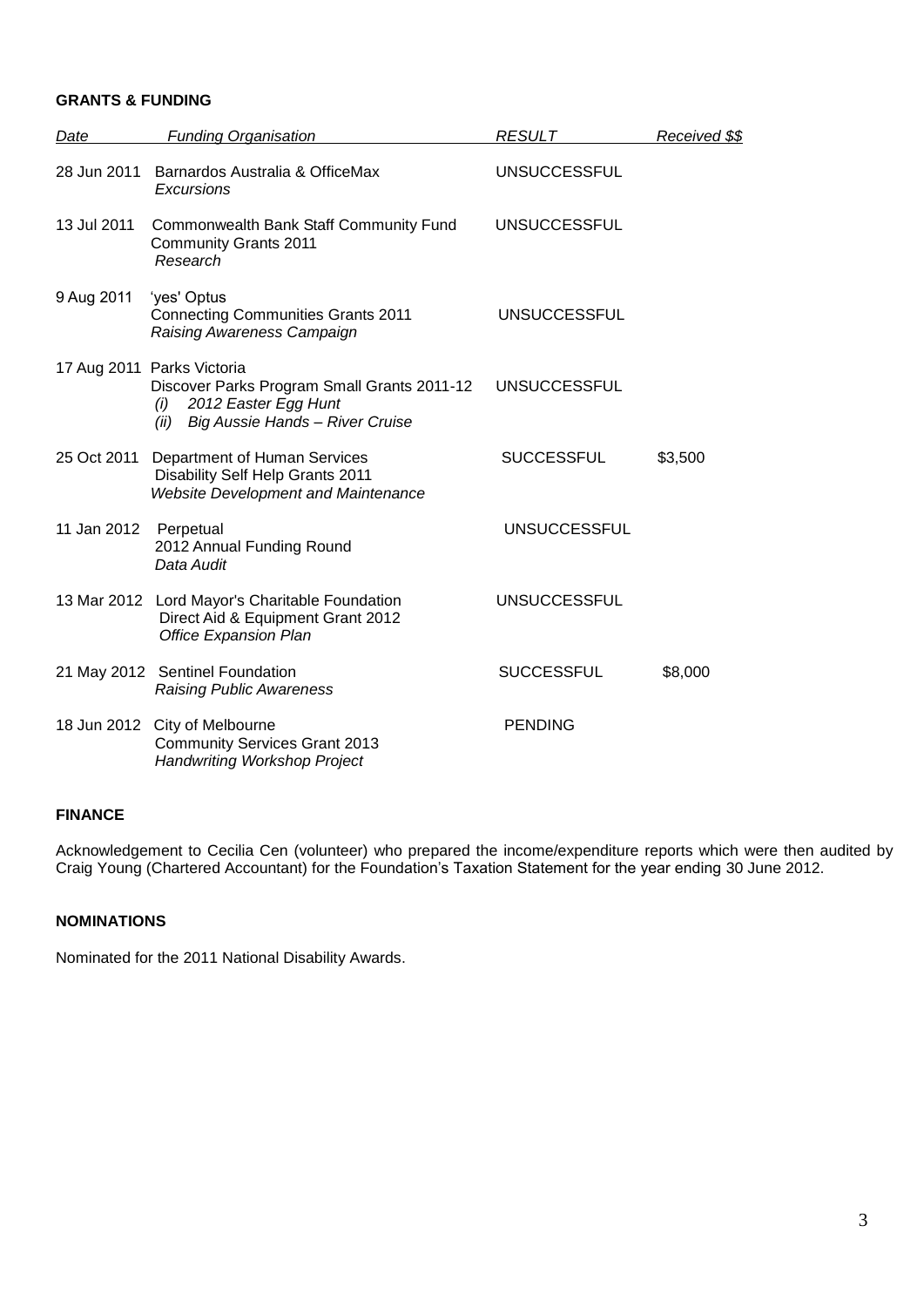**GRANTS & FUNDING**

| Date | Funding Organisation | RESULT | Received $$ |
|---|---|---|---|
| 28 Jun 2011 | Barnardos Australia & OfficeMax<br>*Excursions* | UNSUCCESSFUL | |
| 13 Jul 2011 | Commonwealth Bank Staff Community Fund<br>Community Grants 2011<br>*Research* | UNSUCCESSFUL | |
| 9 Aug 2011 | 'yes' Optus<br>Connecting Communities Grants 2011<br>*Raising Awareness Campaign* | UNSUCCESSFUL | |
| 17 Aug 2011 | Parks Victoria<br>Discover Parks Program Small Grants 2011-12<br>*(i) 2012 Easter Egg Hunt*<br>*(ii) Big Aussie Hands – River Cruise* | UNSUCCESSFUL | |
| 25 Oct 2011 | Department of Human Services<br>Disability Self Help Grants 2011<br>*Website Development and Maintenance* | SUCCESSFUL | $3,500 |
| 11 Jan 2012 | Perpetual<br>2012 Annual Funding Round<br>*Data Audit* | UNSUCCESSFUL | |
| 13 Mar 2012 | Lord Mayor's Charitable Foundation<br>Direct Aid & Equipment Grant 2012<br>*Office Expansion Plan* | UNSUCCESSFUL | |
| 21 May 2012 | Sentinel Foundation<br>*Raising Public Awareness* | SUCCESSFUL | $8,000 |
| 18 Jun 2012 | City of Melbourne<br>Community Services Grant 2013<br>*Handwriting Workshop Project* | PENDING | |

**FINANCE**

Acknowledgement to Cecilia Cen (volunteer) who prepared the income/expenditure reports which were then audited by Craig Young (Chartered Accountant) for the Foundation's Taxation Statement for the year ending 30 June 2012.

**NOMINATIONS**

Nominated for the 2011 National Disability Awards.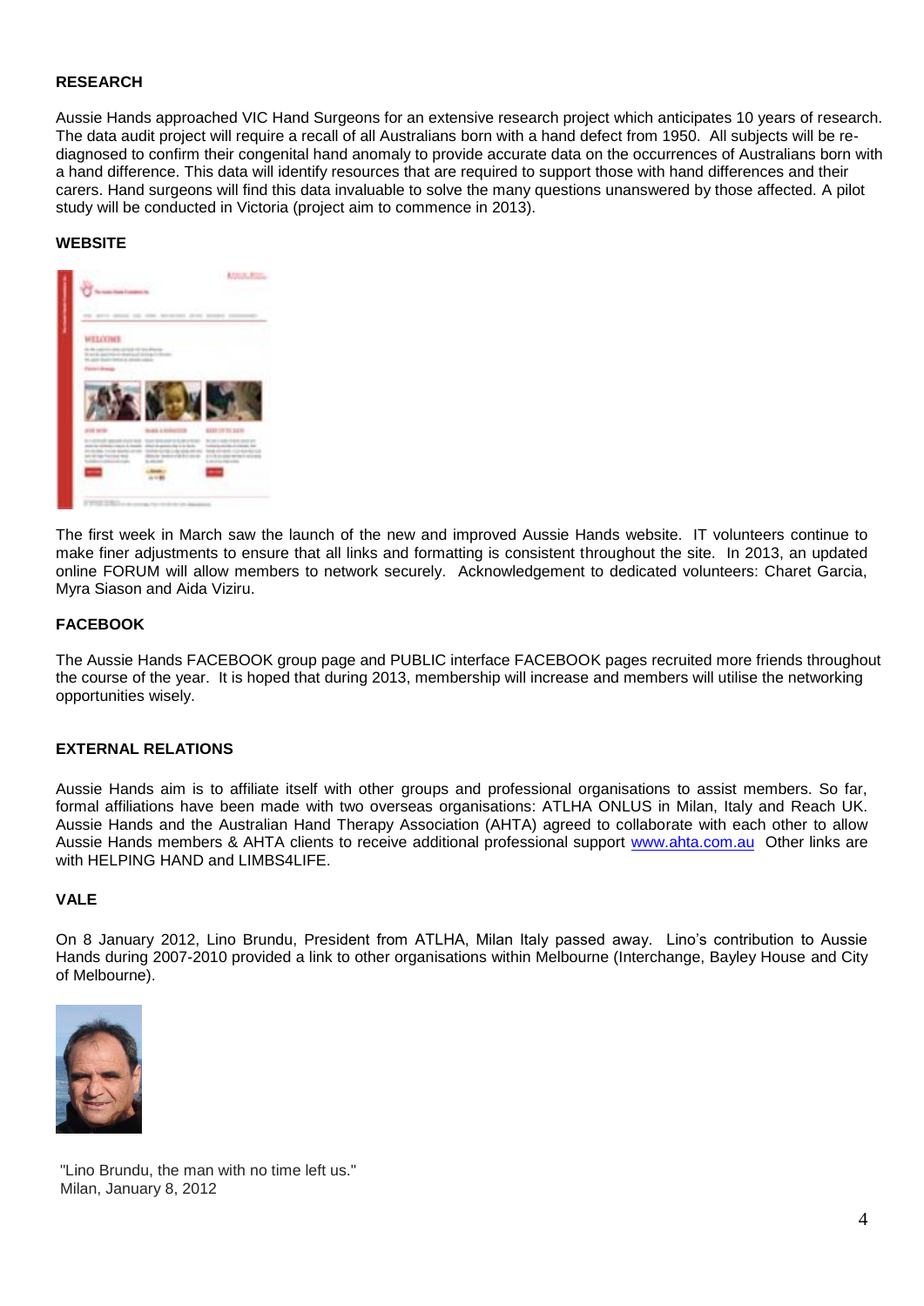**RESEARCH**

Aussie Hands approached VIC Hand Surgeons for an extensive research project which anticipates 10 years of research. The data audit project will require a recall of all Australians born with a hand defect from 1950. All subjects will be re-diagnosed to confirm their congenital hand anomaly to provide accurate data on the occurrences of Australians born with a hand difference. This data will identify resources that are required to support those with hand differences and their carers. Hand surgeons will find this data invaluable to solve the many questions unanswered by those affected. A pilot study will be conducted in Victoria (project aim to commence in 2013).

**WEBSITE**

The first week in March saw the launch of the new and improved Aussie Hands website. IT volunteers continue to make finer adjustments to ensure that all links and formatting is consistent throughout the site. In 2013, an updated online FORUM will allow members to network securely. Acknowledgement to dedicated volunteers: Charet Garcia, Myra Siason and Aida Viziru.

**FACEBOOK**

The Aussie Hands FACEBOOK group page and PUBLIC interface FACEBOOK pages recruited more friends throughout the course of the year. It is hoped that during 2013, membership will increase and members will utilise the networking opportunities wisely.

**EXTERNAL RELATIONS**

Aussie Hands aim is to affiliate itself with other groups and professional organisations to assist members. So far, formal affiliations have been made with two overseas organisations: ATLHA ONLUS in Milan, Italy and Reach UK. Aussie Hands and the Australian Hand Therapy Association (AHTA) agreed to collaborate with each other to allow Aussie Hands members & AHTA clients to receive additional professional support www.ahta.com.au Other links are with HELPING HAND and LIMBS4LIFE.

**VALE**

On 8 January 2012, Lino Brundu, President from ATLHA, Milan Italy passed away. Lino's contribution to Aussie Hands during 2007-2010 provided a link to other organisations within Melbourne (Interchange, Bayley House and City of Melbourne).

"Lino Brundu, the man with no time left us."
Milan, January 8, 2012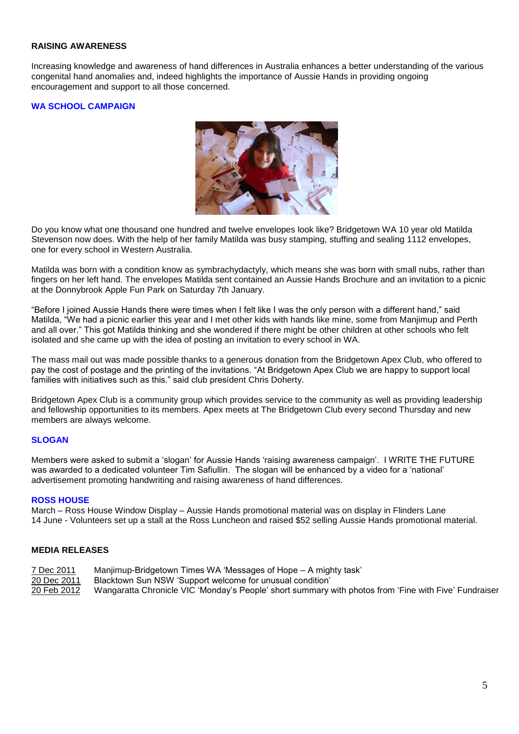## RAISING AWARENESS

Increasing knowledge and awareness of hand differences in Australia enhances a better understanding of the various congenital hand anomalies and, indeed highlights the importance of Aussie Hands in providing ongoing encouragement and support to all those concerned.

### WA SCHOOL CAMPAIGN

Do you know what one thousand one hundred and twelve envelopes look like? Bridgetown WA 10 year old Matilda Stevenson now does. With the help of her family Matilda was busy stamping, stuffing and sealing 1112 envelopes, one for every school in Western Australia.

Matilda was born with a condition know as symbrachydactyly, which means she was born with small nubs, rather than fingers on her left hand. The envelopes Matilda sent contained an Aussie Hands Brochure and an invitation to a picnic at the Donnybrook Apple Fun Park on Saturday 7th January.

"Before I joined Aussie Hands there were times when I felt like I was the only person with a different hand," said Matilda, "We had a picnic earlier this year and I met other kids with hands like mine, some from Manjimup and Perth and all over." This got Matilda thinking and she wondered if there might be other children at other schools who felt isolated and she came up with the idea of posting an invitation to every school in WA.

The mass mail out was made possible thanks to a generous donation from the Bridgetown Apex Club, who offered to pay the cost of postage and the printing of the invitations. "At Bridgetown Apex Club we are happy to support local families with initiatives such as this." said club president Chris Doherty.

Bridgetown Apex Club is a community group which provides service to the community as well as providing leadership and fellowship opportunities to its members. Apex meets at The Bridgetown Club every second Thursday and new members are always welcome.

### SLOGAN

Members were asked to submit a 'slogan' for Aussie Hands 'raising awareness campaign'. I WRITE THE FUTURE was awarded to a dedicated volunteer Tim Safiullin. The slogan will be enhanced by a video for a 'national' advertisement promoting handwriting and raising awareness of hand differences.

### ROSS HOUSE

March – Ross House Window Display – Aussie Hands promotional material was on display in Flinders Lane
14 June - Volunteers set up a stall at the Ross Luncheon and raised $52 selling Aussie Hands promotional material.

## MEDIA RELEASES

| | |
|---|---|
| 7 Dec 2011 | Manjimup-Bridgetown Times WA 'Messages of Hope – A mighty task' |
| 20 Dec 2011 | Blacktown Sun NSW 'Support welcome for unusual condition' |
| 20 Feb 2012 | Wangaratta Chronicle VIC 'Monday's People' short summary with photos from 'Fine with Five' Fundraiser |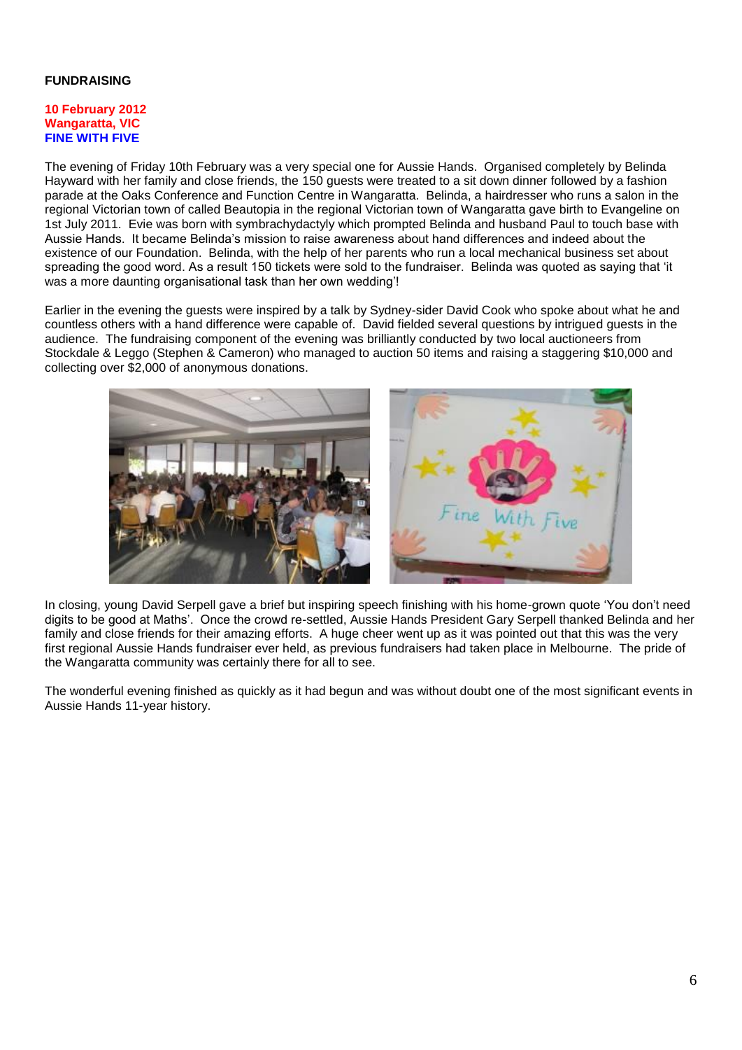**FUNDRAISING**

**10 February 2012**
**Wangaratta, VIC**
**FINE WITH FIVE**

The evening of Friday 10th February was a very special one for Aussie Hands. Organised completely by Belinda Hayward with her family and close friends, the 150 guests were treated to a sit down dinner followed by a fashion parade at the Oaks Conference and Function Centre in Wangaratta. Belinda, a hairdresser who runs a salon in the regional Victorian town of called Beautopia in the regional Victorian town of Wangaratta gave birth to Evangeline on 1st July 2011. Evie was born with symbrachydactyly which prompted Belinda and husband Paul to touch base with Aussie Hands. It became Belinda's mission to raise awareness about hand differences and indeed about the existence of our Foundation. Belinda, with the help of her parents who run a local mechanical business set about spreading the good word. As a result 150 tickets were sold to the fundraiser. Belinda was quoted as saying that 'it was a more daunting organisational task than her own wedding'!

Earlier in the evening the guests were inspired by a talk by Sydney-sider David Cook who spoke about what he and countless others with a hand difference were capable of. David fielded several questions by intrigued guests in the audience. The fundraising component of the evening was brilliantly conducted by two local auctioneers from Stockdale & Leggo (Stephen & Cameron) who managed to auction 50 items and raising a staggering $10,000 and collecting over $2,000 of anonymous donations.

In closing, young David Serpell gave a brief but inspiring speech finishing with his home-grown quote 'You don't need digits to be good at Maths'. Once the crowd re-settled, Aussie Hands President Gary Serpell thanked Belinda and her family and close friends for their amazing efforts. A huge cheer went up as it was pointed out that this was the very first regional Aussie Hands fundraiser ever held, as previous fundraisers had taken place in Melbourne. The pride of the Wangaratta community was certainly there for all to see.

The wonderful evening finished as quickly as it had begun and was without doubt one of the most significant events in Aussie Hands 11-year history.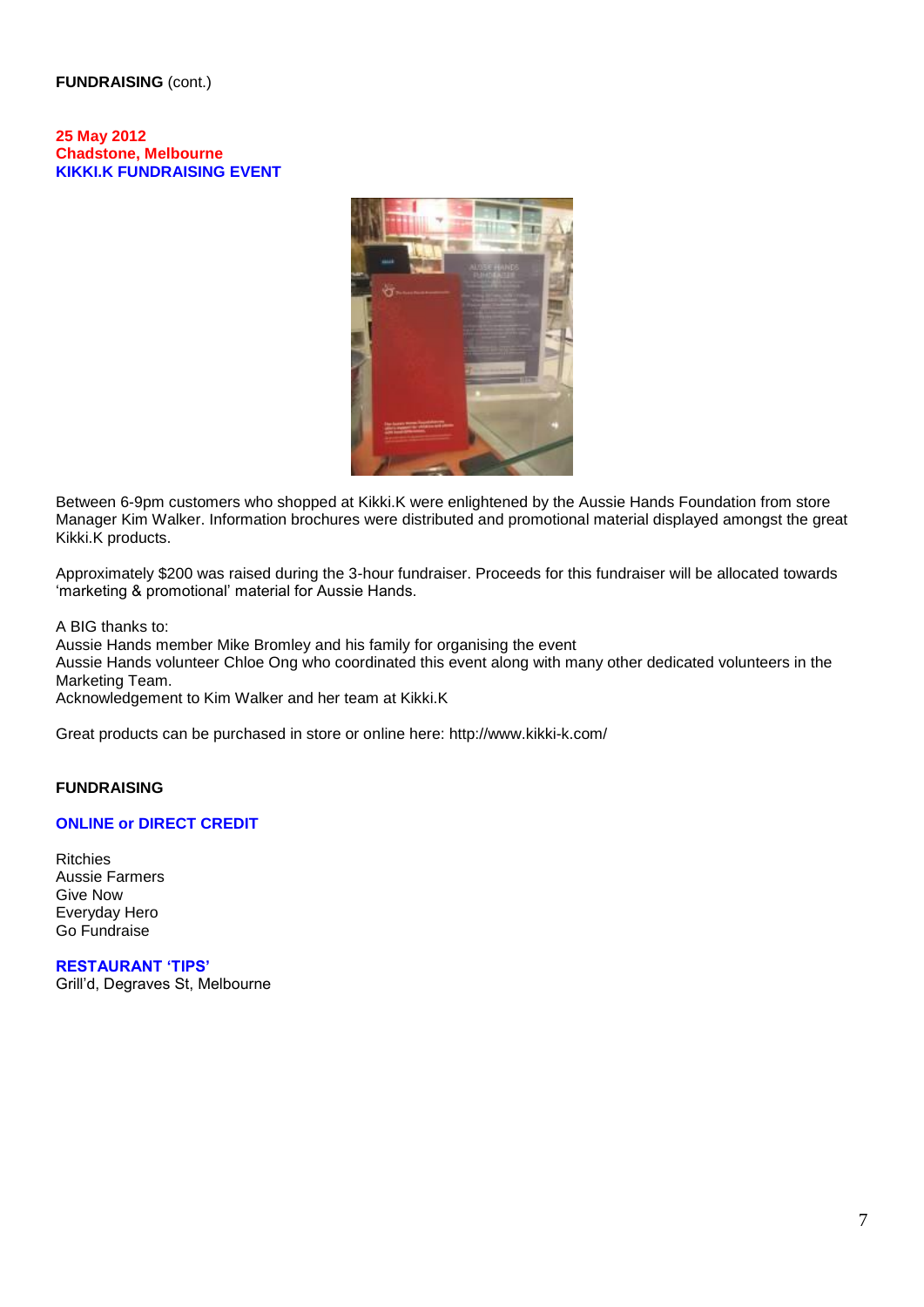**FUNDRAISING** (cont.)

**25 May 2012**
**Chadstone, Melbourne**
**KIKKI.K FUNDRAISING EVENT**

Between 6-9pm customers who shopped at Kikki.K were enlightened by the Aussie Hands Foundation from store Manager Kim Walker. Information brochures were distributed and promotional material displayed amongst the great Kikki.K products.

Approximately $200 was raised during the 3-hour fundraiser. Proceeds for this fundraiser will be allocated towards 'marketing & promotional' material for Aussie Hands.

A BIG thanks to:
Aussie Hands member Mike Bromley and his family for organising the event
Aussie Hands volunteer Chloe Ong who coordinated this event along with many other dedicated volunteers in the Marketing Team.
Acknowledgement to Kim Walker and her team at Kikki.K

Great products can be purchased in store or online here: http://www.kikki-k.com/

**FUNDRAISING**

**ONLINE or DIRECT CREDIT**

Ritchies
Aussie Farmers
Give Now
Everyday Hero
Go Fundraise

**RESTAURANT 'TIPS'**
Grill'd, Degraves St, Melbourne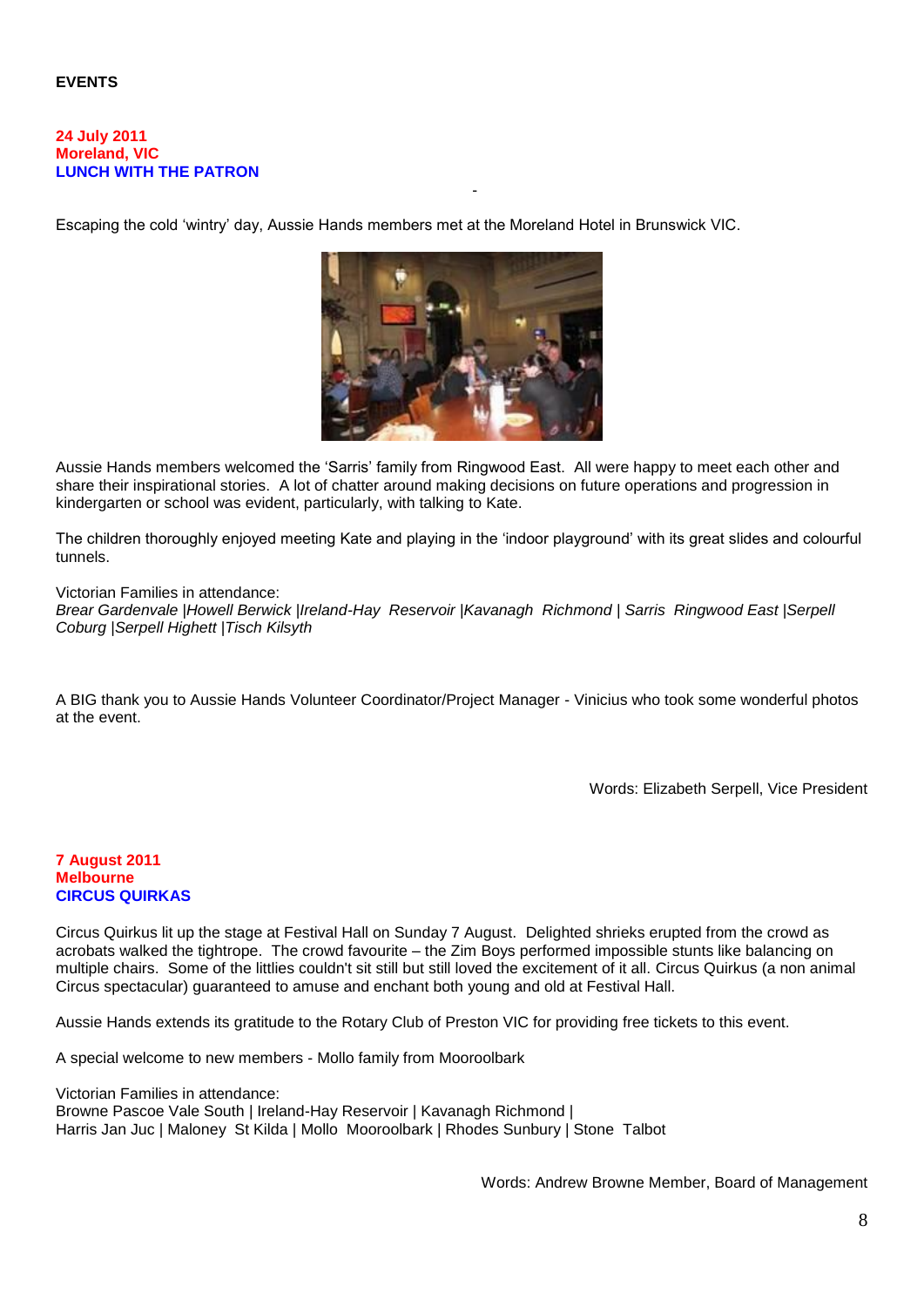**EVENTS**

**24 July 2011**
**Moreland, VIC**
**LUNCH WITH THE PATRON**

-

Escaping the cold 'wintry' day, Aussie Hands members met at the Moreland Hotel in Brunswick VIC.

Aussie Hands members welcomed the 'Sarris' family from Ringwood East. All were happy to meet each other and share their inspirational stories. A lot of chatter around making decisions on future operations and progression in kindergarten or school was evident, particularly, with talking to Kate.

The children thoroughly enjoyed meeting Kate and playing in the 'indoor playground' with its great slides and colourful tunnels.

Victorian Families in attendance:
*Brear Gardenvale |Howell Berwick |Ireland-Hay Reservoir |Kavanagh Richmond | Sarris Ringwood East |Serpell Coburg |Serpell Highett |Tisch Kilsyth*

A BIG thank you to Aussie Hands Volunteer Coordinator/Project Manager - Vinicius who took some wonderful photos at the event.

Words: Elizabeth Serpell, Vice President

**7 August 2011**
**Melbourne**
**CIRCUS QUIRKAS**

Circus Quirkus lit up the stage at Festival Hall on Sunday 7 August. Delighted shrieks erupted from the crowd as acrobats walked the tightrope. The crowd favourite – the Zim Boys performed impossible stunts like balancing on multiple chairs. Some of the littlies couldn't sit still but still loved the excitement of it all. Circus Quirkus (a non animal Circus spectacular) guaranteed to amuse and enchant both young and old at Festival Hall.

Aussie Hands extends its gratitude to the Rotary Club of Preston VIC for providing free tickets to this event.

A special welcome to new members - Mollo family from Mooroolbark

Victorian Families in attendance:
Browne Pascoe Vale South | Ireland-Hay Reservoir | Kavanagh Richmond |
Harris Jan Juc | Maloney St Kilda | Mollo Mooroolbark | Rhodes Sunbury | Stone Talbot

Words: Andrew Browne Member, Board of Management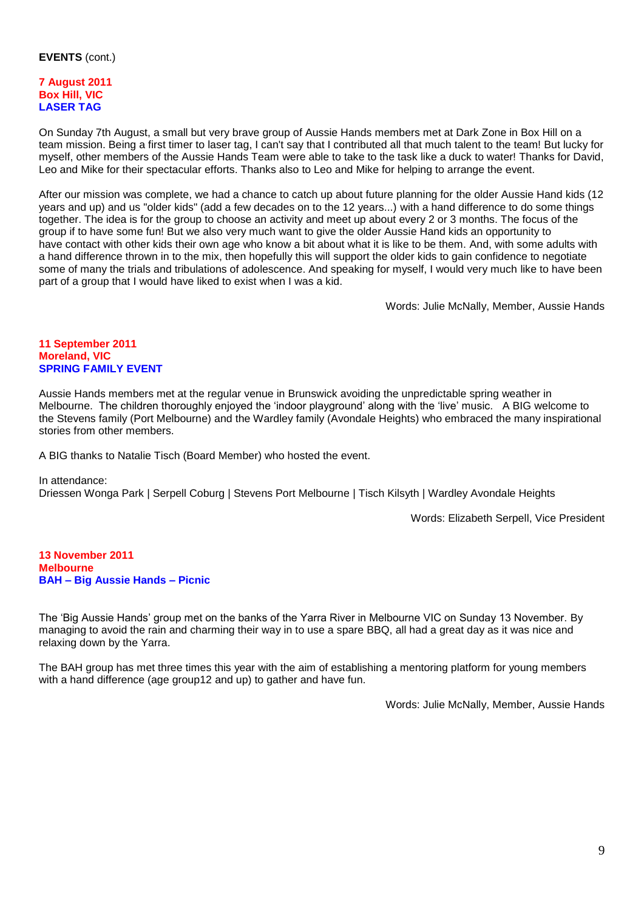**EVENTS** (cont.)

**7 August 2011**
**Box Hill, VIC**
**LASER TAG**

On Sunday 7th August, a small but very brave group of Aussie Hands members met at Dark Zone in Box Hill on a team mission. Being a first timer to laser tag, I can't say that I contributed all that much talent to the team! But lucky for myself, other members of the Aussie Hands Team were able to take to the task like a duck to water! Thanks for David, Leo and Mike for their spectacular efforts. Thanks also to Leo and Mike for helping to arrange the event.

After our mission was complete, we had a chance to catch up about future planning for the older Aussie Hand kids (12 years and up) and us "older kids" (add a few decades on to the 12 years...) with a hand difference to do some things together. The idea is for the group to choose an activity and meet up about every 2 or 3 months. The focus of the group if to have some fun! But we also very much want to give the older Aussie Hand kids an opportunity to have contact with other kids their own age who know a bit about what it is like to be them. And, with some adults with a hand difference thrown in to the mix, then hopefully this will support the older kids to gain confidence to negotiate some of many the trials and tribulations of adolescence. And speaking for myself, I would very much like to have been part of a group that I would have liked to exist when I was a kid.

Words: Julie McNally, Member, Aussie Hands

**11 September 2011**
**Moreland, VIC**
**SPRING FAMILY EVENT**

Aussie Hands members met at the regular venue in Brunswick avoiding the unpredictable spring weather in Melbourne. The children thoroughly enjoyed the 'indoor playground' along with the 'live' music. A BIG welcome to the Stevens family (Port Melbourne) and the Wardley family (Avondale Heights) who embraced the many inspirational stories from other members.

A BIG thanks to Natalie Tisch (Board Member) who hosted the event.

In attendance:
Driessen Wonga Park | Serpell Coburg | Stevens Port Melbourne | Tisch Kilsyth | Wardley Avondale Heights

Words: Elizabeth Serpell, Vice President

**13 November 2011**
**Melbourne**
**BAH – Big Aussie Hands – Picnic**

The 'Big Aussie Hands' group met on the banks of the Yarra River in Melbourne VIC on Sunday 13 November. By managing to avoid the rain and charming their way in to use a spare BBQ, all had a great day as it was nice and relaxing down by the Yarra.

The BAH group has met three times this year with the aim of establishing a mentoring platform for young members with a hand difference (age group12 and up) to gather and have fun.

Words: Julie McNally, Member, Aussie Hands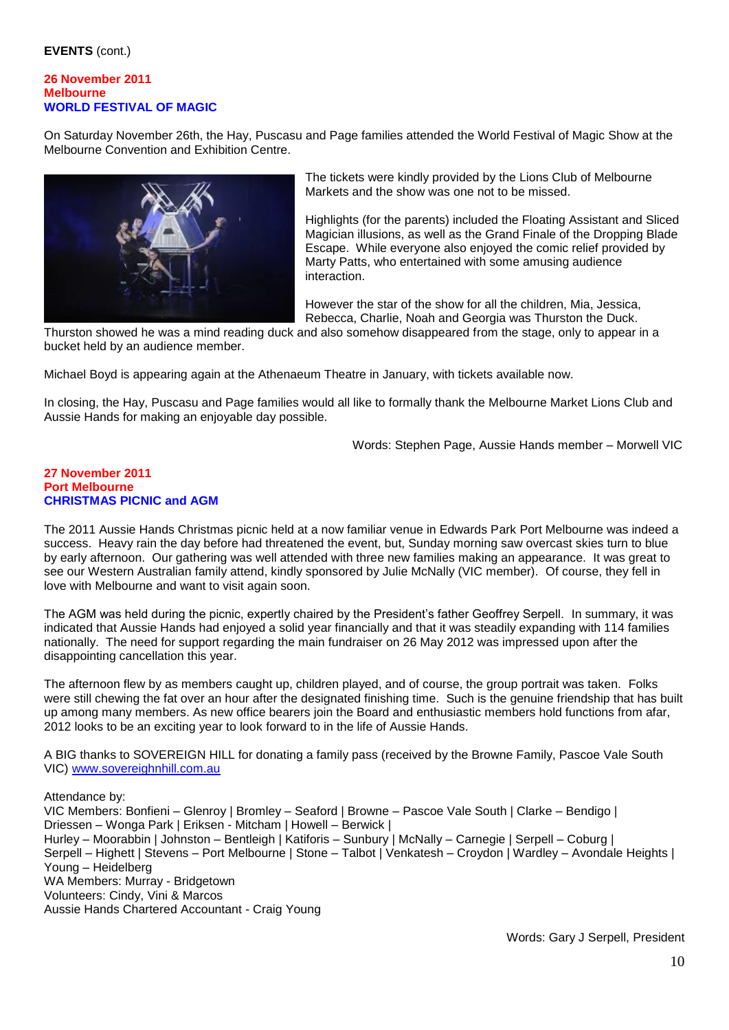**EVENTS** (cont.)

### 26 November 2011
### Melbourne
### WORLD FESTIVAL OF MAGIC

On Saturday November 26th, the Hay, Puscasu and Page families attended the World Festival of Magic Show at the Melbourne Convention and Exhibition Centre.

The tickets were kindly provided by the Lions Club of Melbourne Markets and the show was one not to be missed.

Highlights (for the parents) included the Floating Assistant and Sliced Magician illusions, as well as the Grand Finale of the Dropping Blade Escape. While everyone also enjoyed the comic relief provided by Marty Patts, who entertained with some amusing audience interaction.

However the star of the show for all the children, Mia, Jessica, Rebecca, Charlie, Noah and Georgia was Thurston the Duck. Thurston showed he was a mind reading duck and also somehow disappeared from the stage, only to appear in a bucket held by an audience member.

Michael Boyd is appearing again at the Athenaeum Theatre in January, with tickets available now.

In closing, the Hay, Puscasu and Page families would all like to formally thank the Melbourne Market Lions Club and Aussie Hands for making an enjoyable day possible.

Words: Stephen Page, Aussie Hands member – Morwell VIC

### 27 November 2011
### Port Melbourne
### CHRISTMAS PICNIC and AGM

The 2011 Aussie Hands Christmas picnic held at a now familiar venue in Edwards Park Port Melbourne was indeed a success. Heavy rain the day before had threatened the event, but, Sunday morning saw overcast skies turn to blue by early afternoon. Our gathering was well attended with three new families making an appearance. It was great to see our Western Australian family attend, kindly sponsored by Julie McNally (VIC member). Of course, they fell in love with Melbourne and want to visit again soon.

The AGM was held during the picnic, expertly chaired by the President's father Geoffrey Serpell. In summary, it was indicated that Aussie Hands had enjoyed a solid year financially and that it was steadily expanding with 114 families nationally. The need for support regarding the main fundraiser on 26 May 2012 was impressed upon after the disappointing cancellation this year.

The afternoon flew by as members caught up, children played, and of course, the group portrait was taken. Folks were still chewing the fat over an hour after the designated finishing time. Such is the genuine friendship that has built up among many members. As new office bearers join the Board and enthusiastic members hold functions from afar, 2012 looks to be an exciting year to look forward to in the life of Aussie Hands.

A BIG thanks to SOVEREIGN HILL for donating a family pass (received by the Browne Family, Pascoe Vale South VIC) www.sovereignhill.com.au

Attendance by:
VIC Members: Bonfieni – Glenroy | Bromley – Seaford | Browne – Pascoe Vale South | Clarke – Bendigo | Driessen – Wonga Park | Eriksen - Mitcham | Howell – Berwick |
Hurley – Moorabbin | Johnston – Bentleigh | Katiforis – Sunbury | McNally – Carnegie | Serpell – Coburg |
Serpell – Highett | Stevens – Port Melbourne | Stone – Talbot | Venkatesh – Croydon | Wardley – Avondale Heights |
Young – Heidelberg
WA Members: Murray - Bridgetown
Volunteers: Cindy, Vini & Marcos
Aussie Hands Chartered Accountant - Craig Young

Words: Gary J Serpell, President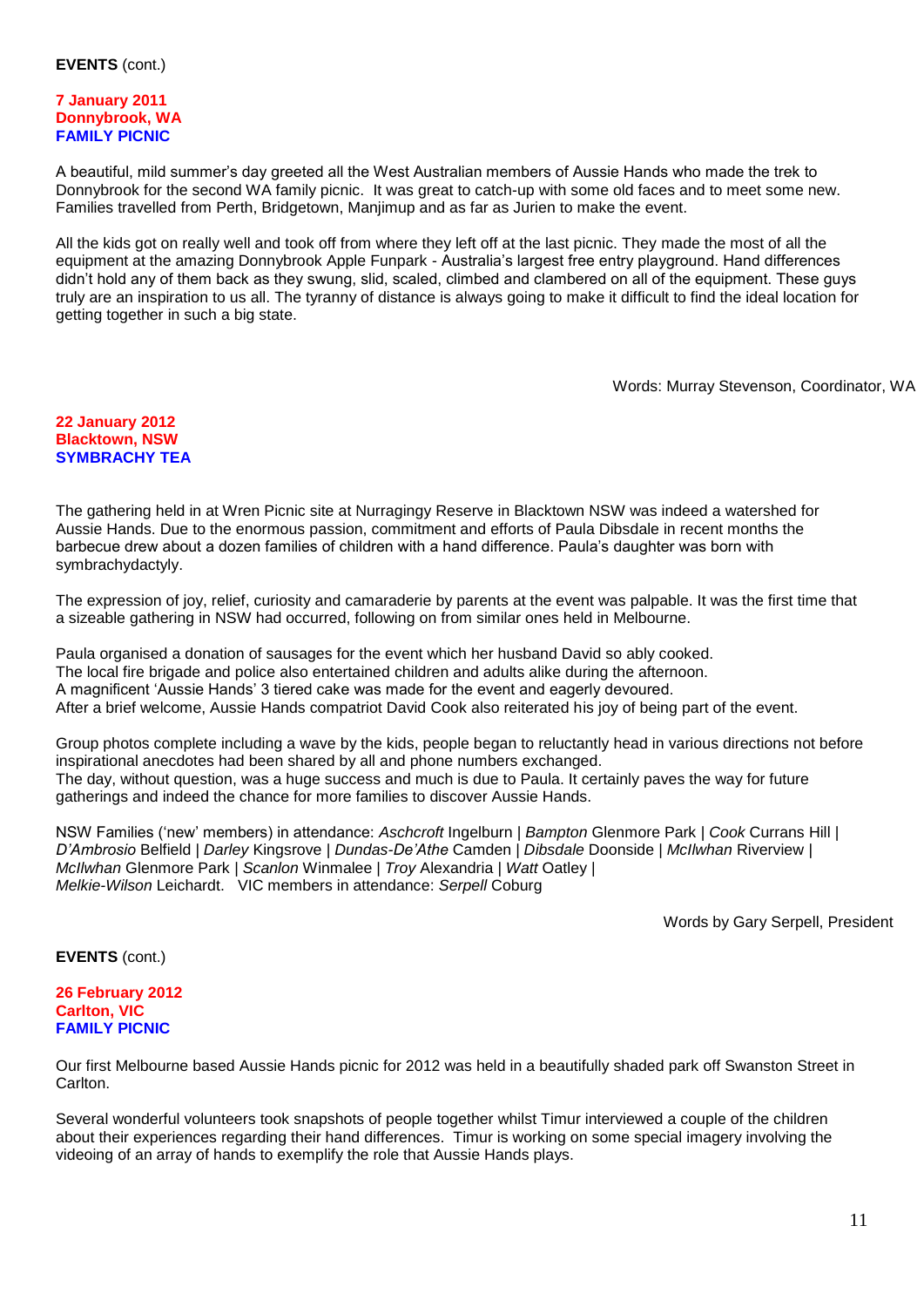**EVENTS** (cont.)

**7 January 2011**
**Donnybrook, WA**
**FAMILY PICNIC**

A beautiful, mild summer's day greeted all the West Australian members of Aussie Hands who made the trek to Donnybrook for the second WA family picnic. It was great to catch-up with some old faces and to meet some new. Families travelled from Perth, Bridgetown, Manjimup and as far as Jurien to make the event.

All the kids got on really well and took off from where they left off at the last picnic. They made the most of all the equipment at the amazing Donnybrook Apple Funpark - Australia's largest free entry playground. Hand differences didn't hold any of them back as they swung, slid, scaled, climbed and clambered on all of the equipment. These guys truly are an inspiration to us all. The tyranny of distance is always going to make it difficult to find the ideal location for getting together in such a big state.

Words: Murray Stevenson, Coordinator, WA

**22 January 2012**
**Blacktown, NSW**
**SYMBRACHY TEA**

The gathering held in at Wren Picnic site at Nurragingy Reserve in Blacktown NSW was indeed a watershed for Aussie Hands. Due to the enormous passion, commitment and efforts of Paula Dibsdale in recent months the barbecue drew about a dozen families of children with a hand difference. Paula's daughter was born with symbrachydactyly.

The expression of joy, relief, curiosity and camaraderie by parents at the event was palpable. It was the first time that a sizeable gathering in NSW had occurred, following on from similar ones held in Melbourne.

Paula organised a donation of sausages for the event which her husband David so ably cooked.
The local fire brigade and police also entertained children and adults alike during the afternoon.
A magnificent 'Aussie Hands' 3 tiered cake was made for the event and eagerly devoured.
After a brief welcome, Aussie Hands compatriot David Cook also reiterated his joy of being part of the event.

Group photos complete including a wave by the kids, people began to reluctantly head in various directions not before inspirational anecdotes had been shared by all and phone numbers exchanged.
The day, without question, was a huge success and much is due to Paula. It certainly paves the way for future gatherings and indeed the chance for more families to discover Aussie Hands.

NSW Families ('new' members) in attendance: *Aschcroft* Ingelburn | *Bampton* Glenmore Park | *Cook* Currans Hill | *D'Ambrosio* Belfield | *Darley* Kingsrove | *Dundas-De'Athe* Camden | *Dibsdale* Doonside | *McIlwhan* Riverview | *McIlwhan* Glenmore Park | *Scanlon* Winmalee | *Troy* Alexandria | *Watt* Oatley | *Melkie-Wilson* Leichardt. VIC members in attendance: *Serpell* Coburg

Words by Gary Serpell, President

**EVENTS** (cont.)

**26 February 2012**
**Carlton, VIC**
**FAMILY PICNIC**

Our first Melbourne based Aussie Hands picnic for 2012 was held in a beautifully shaded park off Swanston Street in Carlton.

Several wonderful volunteers took snapshots of people together whilst Timur interviewed a couple of the children about their experiences regarding their hand differences. Timur is working on some special imagery involving the videoing of an array of hands to exemplify the role that Aussie Hands plays.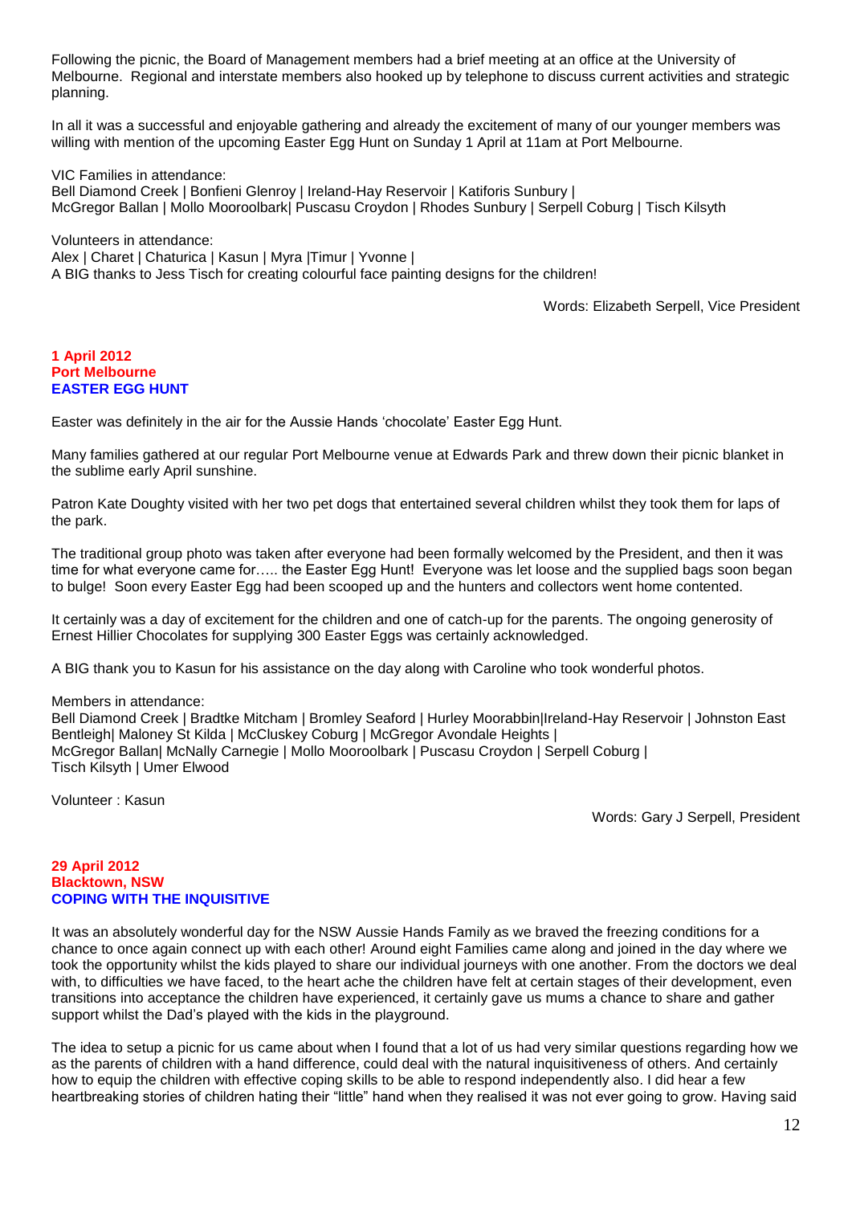Following the picnic, the Board of Management members had a brief meeting at an office at the University of Melbourne. Regional and interstate members also hooked up by telephone to discuss current activities and strategic planning.

In all it was a successful and enjoyable gathering and already the excitement of many of our younger members was willing with mention of the upcoming Easter Egg Hunt on Sunday 1 April at 11am at Port Melbourne.

VIC Families in attendance:
Bell Diamond Creek | Bonfieni Glenroy | Ireland-Hay Reservoir | Katiforis Sunbury |
McGregor Ballan | Mollo Mooroolbark| Puscasu Croydon | Rhodes Sunbury | Serpell Coburg | Tisch Kilsyth

Volunteers in attendance:
Alex | Charet | Chaturica | Kasun | Myra |Timur | Yvonne |
A BIG thanks to Jess Tisch for creating colourful face painting designs for the children!

Words: Elizabeth Serpell, Vice President

**1 April 2012**
**Port Melbourne**
**EASTER EGG HUNT**

Easter was definitely in the air for the Aussie Hands 'chocolate' Easter Egg Hunt.

Many families gathered at our regular Port Melbourne venue at Edwards Park and threw down their picnic blanket in the sublime early April sunshine.

Patron Kate Doughty visited with her two pet dogs that entertained several children whilst they took them for laps of the park.

The traditional group photo was taken after everyone had been formally welcomed by the President, and then it was time for what everyone came for….. the Easter Egg Hunt! Everyone was let loose and the supplied bags soon began to bulge! Soon every Easter Egg had been scooped up and the hunters and collectors went home contented.

It certainly was a day of excitement for the children and one of catch-up for the parents. The ongoing generosity of Ernest Hillier Chocolates for supplying 300 Easter Eggs was certainly acknowledged.

A BIG thank you to Kasun for his assistance on the day along with Caroline who took wonderful photos.

Members in attendance:
Bell Diamond Creek | Bradtke Mitcham | Bromley Seaford | Hurley Moorabbin|Ireland-Hay Reservoir | Johnston East Bentleigh| Maloney St Kilda | McCluskey Coburg | McGregor Avondale Heights |
McGregor Ballan| McNally Carnegie | Mollo Mooroolbark | Puscasu Croydon | Serpell Coburg |
Tisch Kilsyth | Umer Elwood

Volunteer : Kasun

Words: Gary J Serpell, President

**29 April 2012**
**Blacktown, NSW**
**COPING WITH THE INQUISITIVE**

It was an absolutely wonderful day for the NSW Aussie Hands Family as we braved the freezing conditions for a chance to once again connect up with each other! Around eight Families came along and joined in the day where we took the opportunity whilst the kids played to share our individual journeys with one another. From the doctors we deal with, to difficulties we have faced, to the heart ache the children have felt at certain stages of their development, even transitions into acceptance the children have experienced, it certainly gave us mums a chance to share and gather support whilst the Dad's played with the kids in the playground.

The idea to setup a picnic for us came about when I found that a lot of us had very similar questions regarding how we as the parents of children with a hand difference, could deal with the natural inquisitiveness of others. And certainly how to equip the children with effective coping skills to be able to respond independently also. I did hear a few heartbreaking stories of children hating their "little" hand when they realised it was not ever going to grow. Having said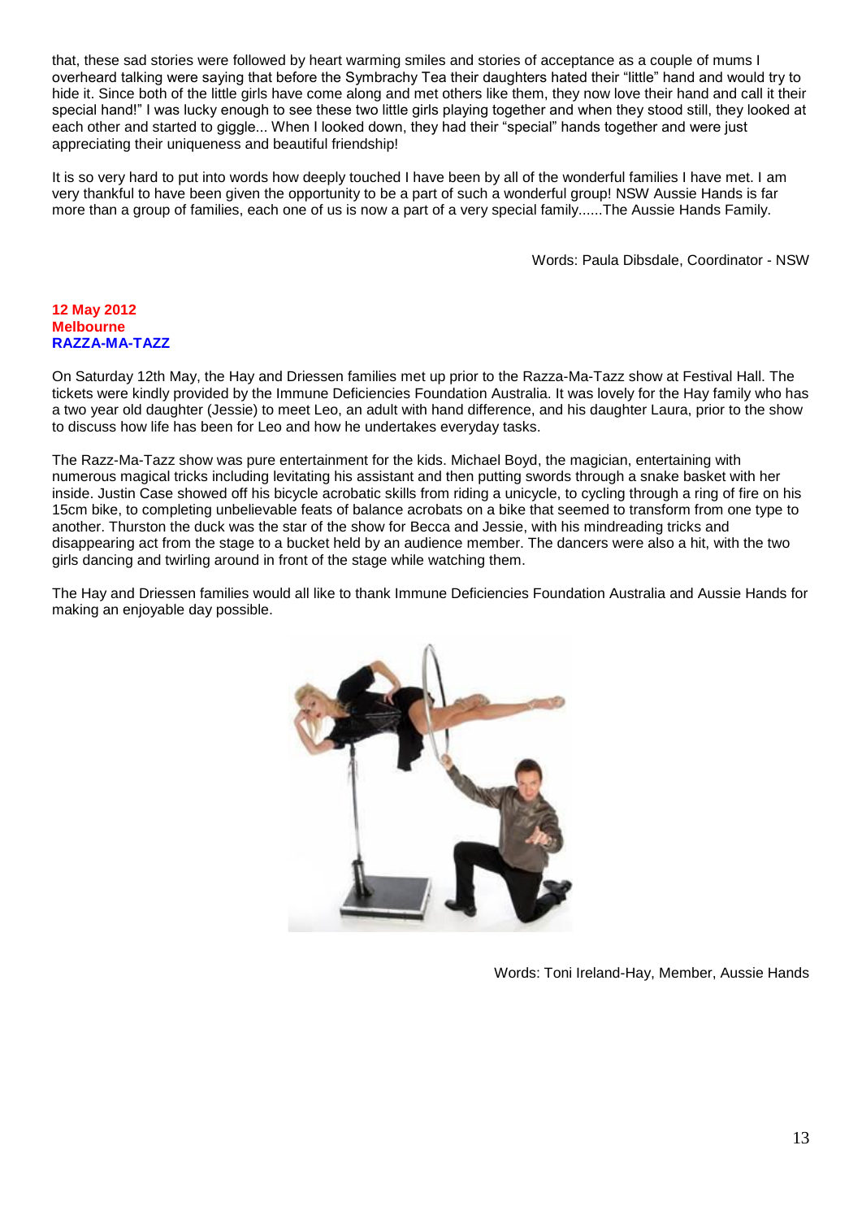that, these sad stories were followed by heart warming smiles and stories of acceptance as a couple of mums I overheard talking were saying that before the Symbrachy Tea their daughters hated their "little" hand and would try to hide it. Since both of the little girls have come along and met others like them, they now love their hand and call it their special hand!" I was lucky enough to see these two little girls playing together and when they stood still, they looked at each other and started to giggle... When I looked down, they had their "special" hands together and were just appreciating their uniqueness and beautiful friendship!

It is so very hard to put into words how deeply touched I have been by all of the wonderful families I have met. I am very thankful to have been given the opportunity to be a part of such a wonderful group! NSW Aussie Hands is far more than a group of families, each one of us is now a part of a very special family......The Aussie Hands Family.

Words: Paula Dibsdale, Coordinator - NSW

**12 May 2012**
**Melbourne**
**RAZZA-MA-TAZZ**

On Saturday 12th May, the Hay and Driessen families met up prior to the Razza-Ma-Tazz show at Festival Hall. The tickets were kindly provided by the Immune Deficiencies Foundation Australia. It was lovely for the Hay family who has a two year old daughter (Jessie) to meet Leo, an adult with hand difference, and his daughter Laura, prior to the show to discuss how life has been for Leo and how he undertakes everyday tasks.

The Razz-Ma-Tazz show was pure entertainment for the kids. Michael Boyd, the magician, entertaining with numerous magical tricks including levitating his assistant and then putting swords through a snake basket with her inside. Justin Case showed off his bicycle acrobatic skills from riding a unicycle, to cycling through a ring of fire on his 15cm bike, to completing unbelievable feats of balance acrobats on a bike that seemed to transform from one type to another. Thurston the duck was the star of the show for Becca and Jessie, with his mindreading tricks and disappearing act from the stage to a bucket held by an audience member. The dancers were also a hit, with the two girls dancing and twirling around in front of the stage while watching them.

The Hay and Driessen families would all like to thank Immune Deficiencies Foundation Australia and Aussie Hands for making an enjoyable day possible.

Words: Toni Ireland-Hay, Member, Aussie Hands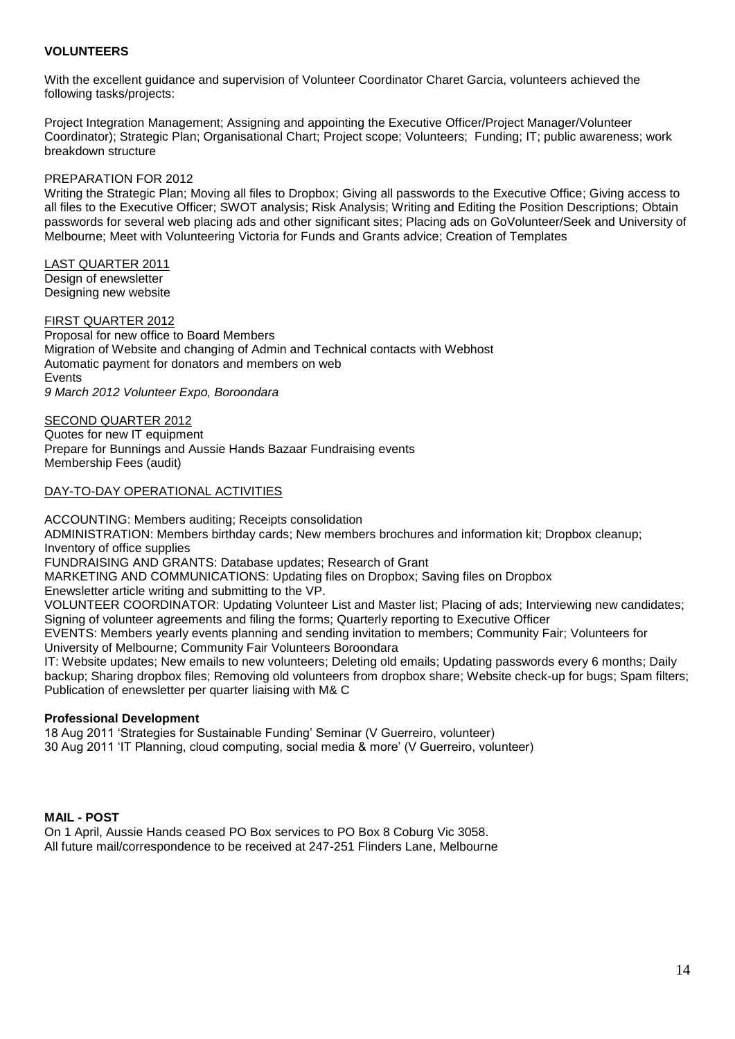**VOLUNTEERS**

With the excellent guidance and supervision of Volunteer Coordinator Charet Garcia, volunteers achieved the following tasks/projects:

Project Integration Management; Assigning and appointing the Executive Officer/Project Manager/Volunteer Coordinator); Strategic Plan; Organisational Chart; Project scope; Volunteers; Funding; IT; public awareness; work breakdown structure

PREPARATION FOR 2012

Writing the Strategic Plan; Moving all files to Dropbox; Giving all passwords to the Executive Office; Giving access to all files to the Executive Officer; SWOT analysis; Risk Analysis; Writing and Editing the Position Descriptions; Obtain passwords for several web placing ads and other significant sites; Placing ads on GoVolunteer/Seek and University of Melbourne; Meet with Volunteering Victoria for Funds and Grants advice; Creation of Templates

<u>LAST QUARTER 2011</u>

Design of enewsletter
Designing new website

<u>FIRST QUARTER 2012</u>

Proposal for new office to Board Members
Migration of Website and changing of Admin and Technical contacts with Webhost
Automatic payment for donators and members on web
Events
*9 March 2012 Volunteer Expo, Boroondara*

<u>SECOND QUARTER 2012</u>

Quotes for new IT equipment
Prepare for Bunnings and Aussie Hands Bazaar Fundraising events
Membership Fees (audit)

<u>DAY-TO-DAY OPERATIONAL ACTIVITIES</u>

ACCOUNTING: Members auditing; Receipts consolidation
ADMINISTRATION: Members birthday cards; New members brochures and information kit; Dropbox cleanup; Inventory of office supplies
FUNDRAISING AND GRANTS: Database updates; Research of Grant
MARKETING AND COMMUNICATIONS: Updating files on Dropbox; Saving files on Dropbox
Enewsletter article writing and submitting to the VP.
VOLUNTEER COORDINATOR: Updating Volunteer List and Master list; Placing of ads; Interviewing new candidates; Signing of volunteer agreements and filing the forms; Quarterly reporting to Executive Officer
EVENTS: Members yearly events planning and sending invitation to members; Community Fair; Volunteers for University of Melbourne; Community Fair Volunteers Boroondara
IT: Website updates; New emails to new volunteers; Deleting old emails; Updating passwords every 6 months; Daily backup; Sharing dropbox files; Removing old volunteers from dropbox share; Website check-up for bugs; Spam filters; Publication of enewsletter per quarter liaising with M& C

**Professional Development**

18 Aug 2011 'Strategies for Sustainable Funding' Seminar (V Guerreiro, volunteer)
30 Aug 2011 'IT Planning, cloud computing, social media & more' (V Guerreiro, volunteer)

**MAIL - POST**

On 1 April, Aussie Hands ceased PO Box services to PO Box 8 Coburg Vic 3058.
All future mail/correspondence to be received at 247-251 Flinders Lane, Melbourne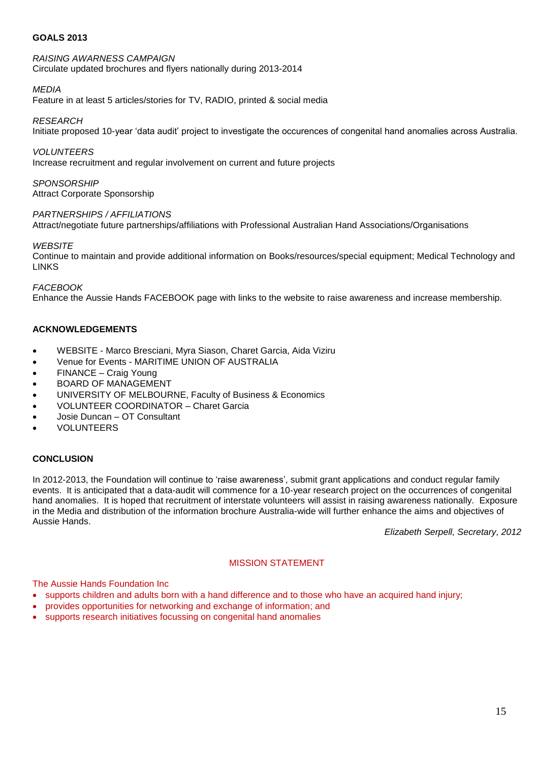## GOALS 2013

*RAISING AWARNESS CAMPAIGN*
Circulate updated brochures and flyers nationally during 2013-2014

*MEDIA*
Feature in at least 5 articles/stories for TV, RADIO, printed & social media

*RESEARCH*
Initiate proposed 10-year 'data audit' project to investigate the occurences of congenital hand anomalies across Australia.

*VOLUNTEERS*
Increase recruitment and regular involvement on current and future projects

*SPONSORSHIP*
Attract Corporate Sponsorship

*PARTNERSHIPS / AFFILIATIONS*
Attract/negotiate future partnerships/affiliations with Professional Australian Hand Associations/Organisations

*WEBSITE*
Continue to maintain and provide additional information on Books/resources/special equipment; Medical Technology and LINKS

*FACEBOOK*
Enhance the Aussie Hands FACEBOOK page with links to the website to raise awareness and increase membership.

## ACKNOWLEDGEMENTS

- WEBSITE - Marco Bresciani, Myra Siason, Charet Garcia, Aida Viziru
- Venue for Events - MARITIME UNION OF AUSTRALIA
- FINANCE – Craig Young
- BOARD OF MANAGEMENT
- UNIVERSITY OF MELBOURNE, Faculty of Business & Economics
- VOLUNTEER COORDINATOR – Charet Garcia
- Josie Duncan – OT Consultant
- VOLUNTEERS

## CONCLUSION

In 2012-2013, the Foundation will continue to 'raise awareness', submit grant applications and conduct regular family events. It is anticipated that a data-audit will commence for a 10-year research project on the occurrences of congenital hand anomalies. It is hoped that recruitment of interstate volunteers will assist in raising awareness nationally. Exposure in the Media and distribution of the information brochure Australia-wide will further enhance the aims and objectives of Aussie Hands.

*Elizabeth Serpell, Secretary, 2012*

### MISSION STATEMENT

The Aussie Hands Foundation Inc

- supports children and adults born with a hand difference and to those who have an acquired hand injury;
- provides opportunities for networking and exchange of information; and
- supports research initiatives focussing on congenital hand anomalies